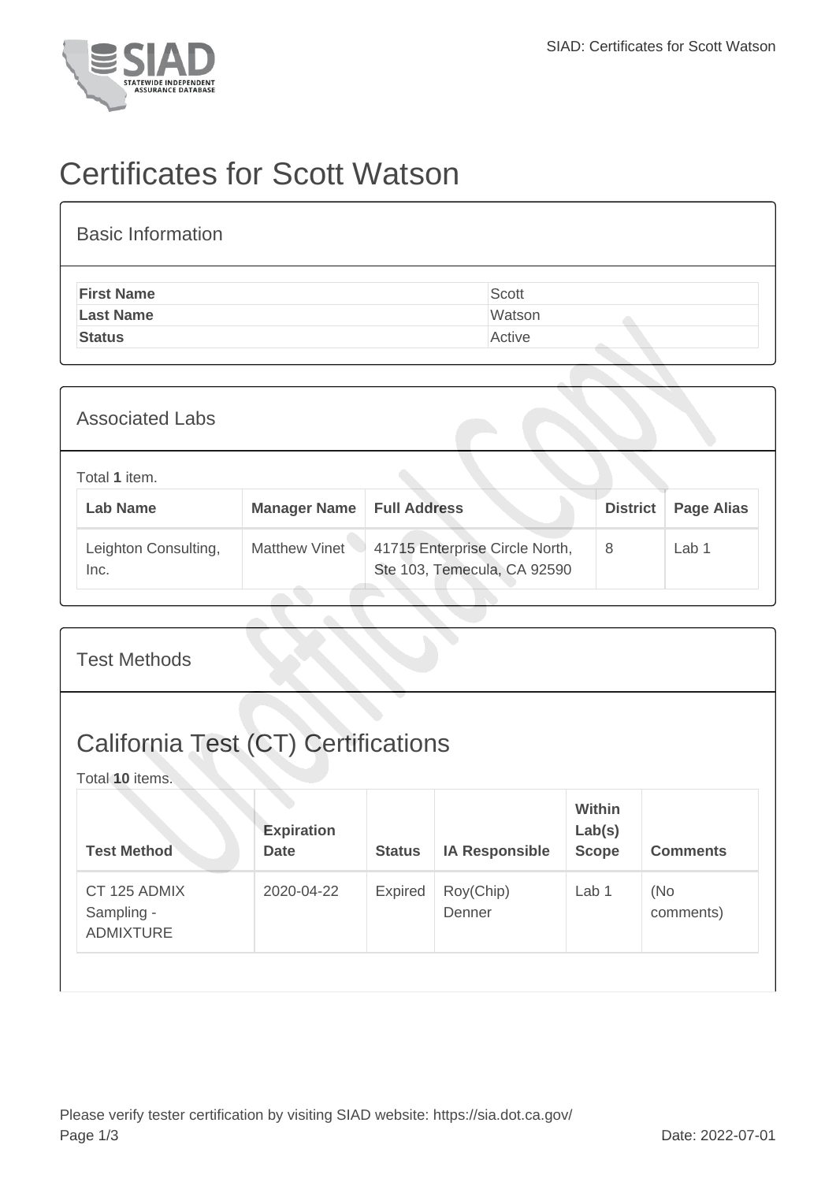# Certificates for Scott Watson

## Basic Information

| | |
|---|---|
| **First Name** | Scott |
| **Last Name** | Watson |
| **Status** | Active |

## Associated Labs

Total **1** item.

| Lab Name | Manager Name | Full Address | District | Page Alias |
|---|---|---|---|---|
| Leighton Consulting, Inc. | Matthew Vinet | 41715 Enterprise Circle North, Ste 103, Temecula, CA 92590 | 8 | Lab 1 |

## Test Methods

# California Test (CT) Certifications

Total **10** items.

| Test Method | Expiration Date | Status | IA Responsible | Within Lab(s) Scope | Comments |
|---|---|---|---|---|---|
| CT 125 ADMIX Sampling - ADMIXTURE | 2020-04-22 | Expired | Roy(Chip) Denner | Lab 1 | (No comments) |

Please verify tester certification by visiting SIAD website: https://sia.dot.ca.gov/

Date: 2022-07-01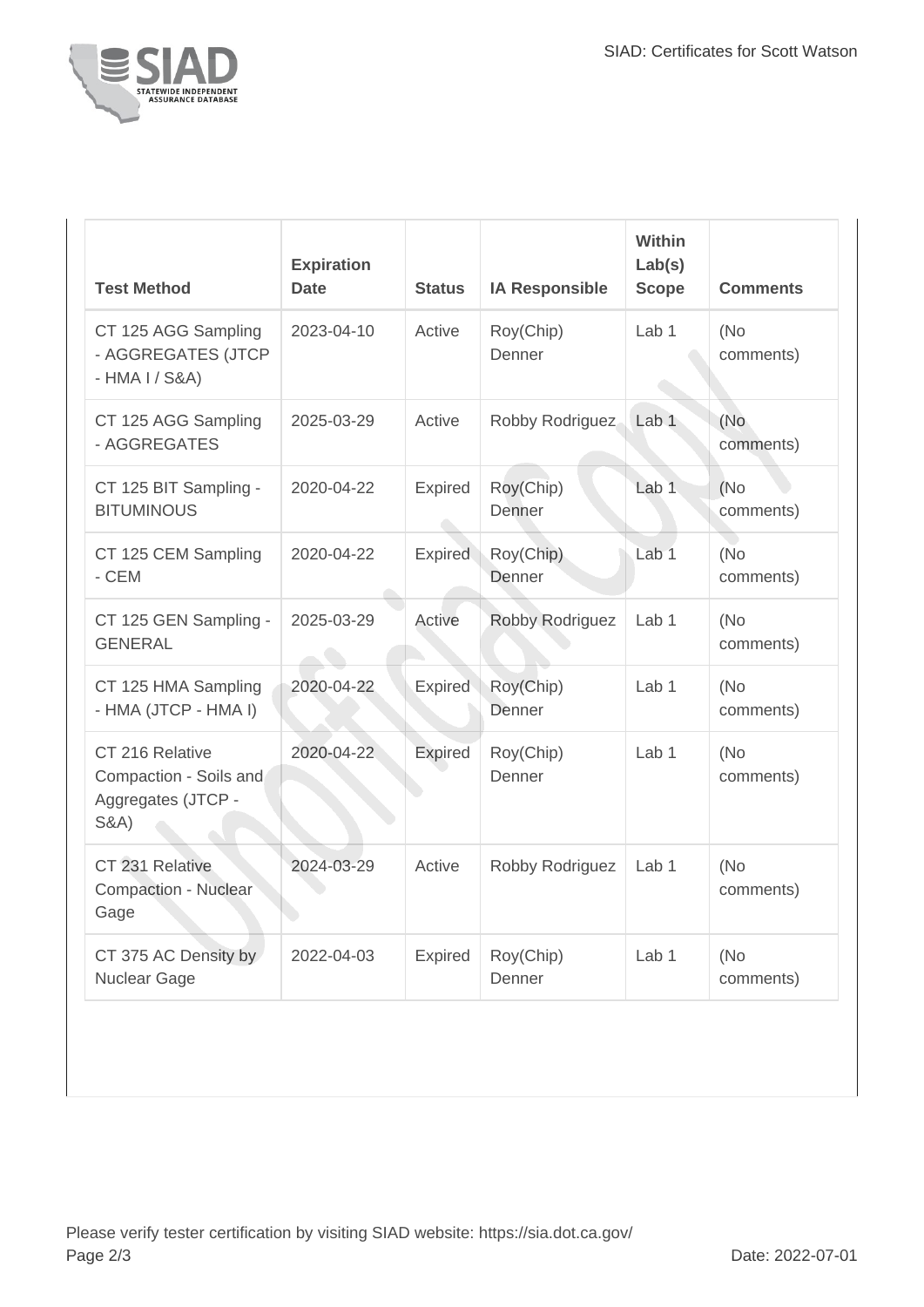| Test Method | Expiration Date | Status | IA Responsible | Within Lab(s) Scope | Comments |
|---|---|---|---|---|---|
| CT 125 AGG Sampling - AGGREGATES (JTCP - HMA I / S&A) | 2023-04-10 | Active | Roy(Chip) Denner | Lab 1 | (No comments) |
| CT 125 AGG Sampling - AGGREGATES | 2025-03-29 | Active | Robby Rodriguez | Lab 1 | (No comments) |
| CT 125 BIT Sampling - BITUMINOUS | 2020-04-22 | Expired | Roy(Chip) Denner | Lab 1 | (No comments) |
| CT 125 CEM Sampling - CEM | 2020-04-22 | Expired | Roy(Chip) Denner | Lab 1 | (No comments) |
| CT 125 GEN Sampling - GENERAL | 2025-03-29 | Active | Robby Rodriguez | Lab 1 | (No comments) |
| CT 125 HMA Sampling - HMA (JTCP - HMA I) | 2020-04-22 | Expired | Roy(Chip) Denner | Lab 1 | (No comments) |
| CT 216 Relative Compaction - Soils and Aggregates (JTCP - S&A) | 2020-04-22 | Expired | Roy(Chip) Denner | Lab 1 | (No comments) |
| CT 231 Relative Compaction - Nuclear Gage | 2024-03-29 | Active | Robby Rodriguez | Lab 1 | (No comments) |
| CT 375 AC Density by Nuclear Gage | 2022-04-03 | Expired | Roy(Chip) Denner | Lab 1 | (No comments) |

Please verify tester certification by visiting SIAD website: https://sia.dot.ca.gov/

Date: 2022-07-01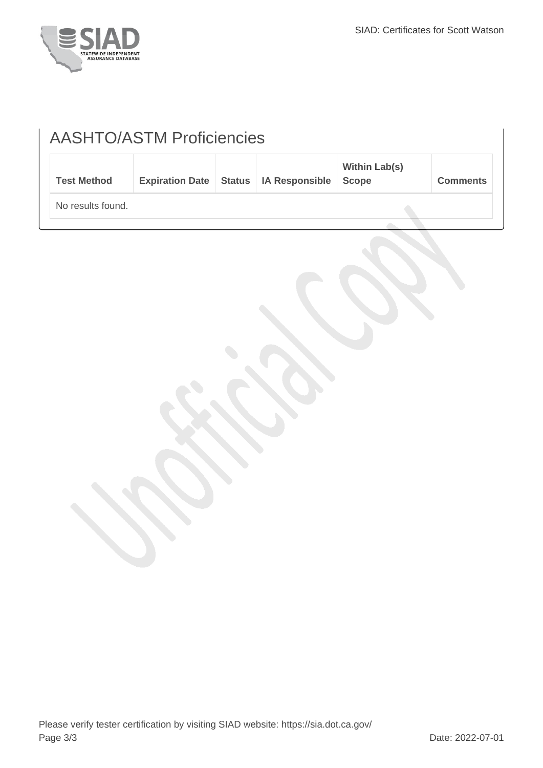## AASHTO/ASTM Proficiencies

| Test Method | Expiration Date | Status | IA Responsible | Within Lab(s) Scope | Comments |
|---|---|---|---|---|---|
| No results found. | | | | | |

Please verify tester certification by visiting SIAD website: https://sia.dot.ca.gov/

Date: 2022-07-01